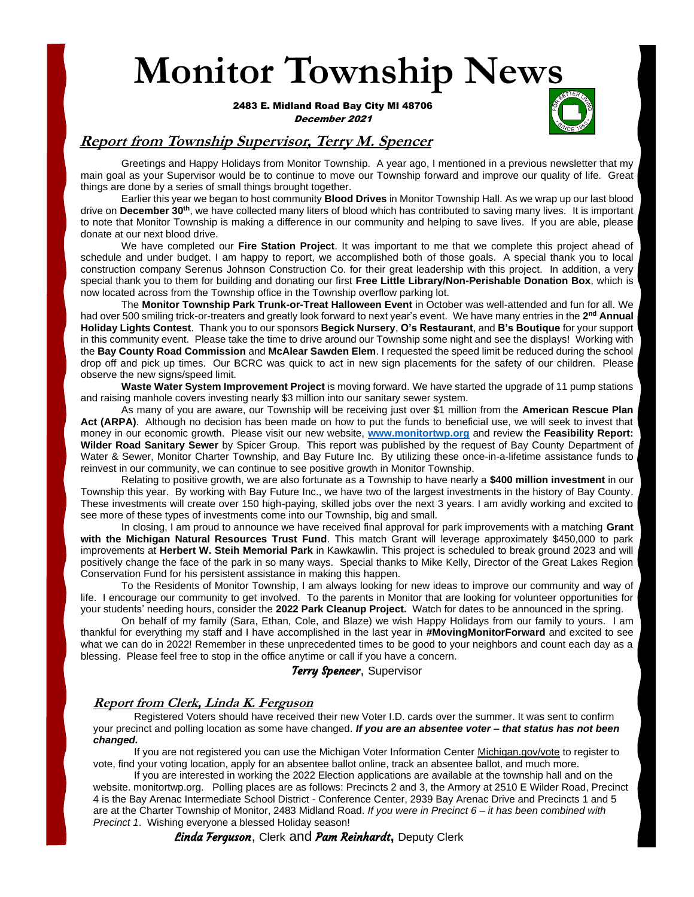# Monitor Township News

**2483 E. Midland Road Bay City MI 48706**

*December 2021*

## Report from Township Supervisor, Terry M. Spencer

Greetings and Happy Holidays from Monitor Township. A year ago, I mentioned in a previous newsletter that my main goal as your Supervisor would be to continue to move our Township forward and improve our quality of life. Great things are done by a series of small things brought together.

Earlier this year we began to host community **Blood Drives** in Monitor Township Hall. As we wrap up our last blood drive on **December 30th**, we have collected many liters of blood which has contributed to saving many lives. It is important to note that Monitor Township is making a difference in our community and helping to save lives. If you are able, please donate at our next blood drive.

We have completed our **Fire Station Project**. It was important to me that we complete this project ahead of schedule and under budget. I am happy to report, we accomplished both of those goals. A special thank you to local construction company Serenus Johnson Construction Co. for their great leadership with this project. In addition, a very special thank you to them for building and donating our first **Free Little Library/Non-Perishable Donation Box**, which is now located across from the Township office in the Township overflow parking lot.

The **Monitor Township Park Trunk-or-Treat Halloween Event** in October was well-attended and fun for all. We had over 500 smiling trick-or-treaters and greatly look forward to next year's event. We have many entries in the **2nd Annual Holiday Lights Contest**. Thank you to our sponsors **Begick Nursery**, **O's Restaurant**, and **B's Boutique** for your support in this community event. Please take the time to drive around our Township some night and see the displays! Working with the **Bay County Road Commission** and **McAlear Sawden Elem**. I requested the speed limit be reduced during the school drop off and pick up times. Our BCRC was quick to act in new sign placements for the safety of our children. Please observe the new signs/speed limit.

**Waste Water System Improvement Project** is moving forward. We have started the upgrade of 11 pump stations and raising manhole covers investing nearly $3 million into our sanitary sewer system.

As many of you are aware, our Township will be receiving just over $1 million from the **American Rescue Plan Act (ARPA)**. Although no decision has been made on how to put the funds to beneficial use, we will seek to invest that money in our economic growth. Please visit our new website, **www.monitortwp.org** and review the **Feasibility Report: Wilder Road Sanitary Sewer** by Spicer Group. This report was published by the request of Bay County Department of Water & Sewer, Monitor Charter Township, and Bay Future Inc. By utilizing these once-in-a-lifetime assistance funds to reinvest in our community, we can continue to see positive growth in Monitor Township.

Relating to positive growth, we are also fortunate as a Township to have nearly a **$400 million investment** in our Township this year. By working with Bay Future Inc., we have two of the largest investments in the history of Bay County. These investments will create over 150 high-paying, skilled jobs over the next 3 years. I am avidly working and excited to see more of these types of investments come into our Township, big and small.

In closing, I am proud to announce we have received final approval for park improvements with a matching **Grant with the Michigan Natural Resources Trust Fund**. This match Grant will leverage approximately $450,000 to park improvements at **Herbert W. Steih Memorial Park** in Kawkawlin. This project is scheduled to break ground 2023 and will positively change the face of the park in so many ways. Special thanks to Mike Kelly, Director of the Great Lakes Region Conservation Fund for his persistent assistance in making this happen.

To the Residents of Monitor Township, I am always looking for new ideas to improve our community and way of life. I encourage our community to get involved. To the parents in Monitor that are looking for volunteer opportunities for your students' needing hours, consider the **2022 Park Cleanup Project.** Watch for dates to be announced in the spring.

On behalf of my family (Sara, Ethan, Cole, and Blaze) we wish Happy Holidays from our family to yours. I am thankful for everything my staff and I have accomplished in the last year in **#MovingMonitorForward** and excited to see what we can do in 2022! Remember in these unprecedented times to be good to your neighbors and count each day as a blessing. Please feel free to stop in the office anytime or call if you have a concern.

*Terry Spencer*, Supervisor

## Report from Clerk, Linda K. Ferguson

Registered Voters should have received their new Voter I.D. cards over the summer. It was sent to confirm your precinct and polling location as some have changed. ***If you are an absentee voter – that status has not been changed.***

If you are not registered you can use the Michigan Voter Information Center Michigan.gov/vote to register to vote, find your voting location, apply for an absentee ballot online, track an absentee ballot, and much more.

If you are interested in working the 2022 Election applications are available at the township hall and on the website. monitortwp.org. Polling places are as follows: Precincts 2 and 3, the Armory at 2510 E Wilder Road, Precinct 4 is the Bay Arenac Intermediate School District - Conference Center, 2939 Bay Arenac Drive and Precincts 1 and 5 are at the Charter Township of Monitor, 2483 Midland Road. *If you were in Precinct 6 – it has been combined with Precinct 1*. Wishing everyone a blessed Holiday season!

*Linda Ferguson*, Clerk and *Pam Reinhardt*, Deputy Clerk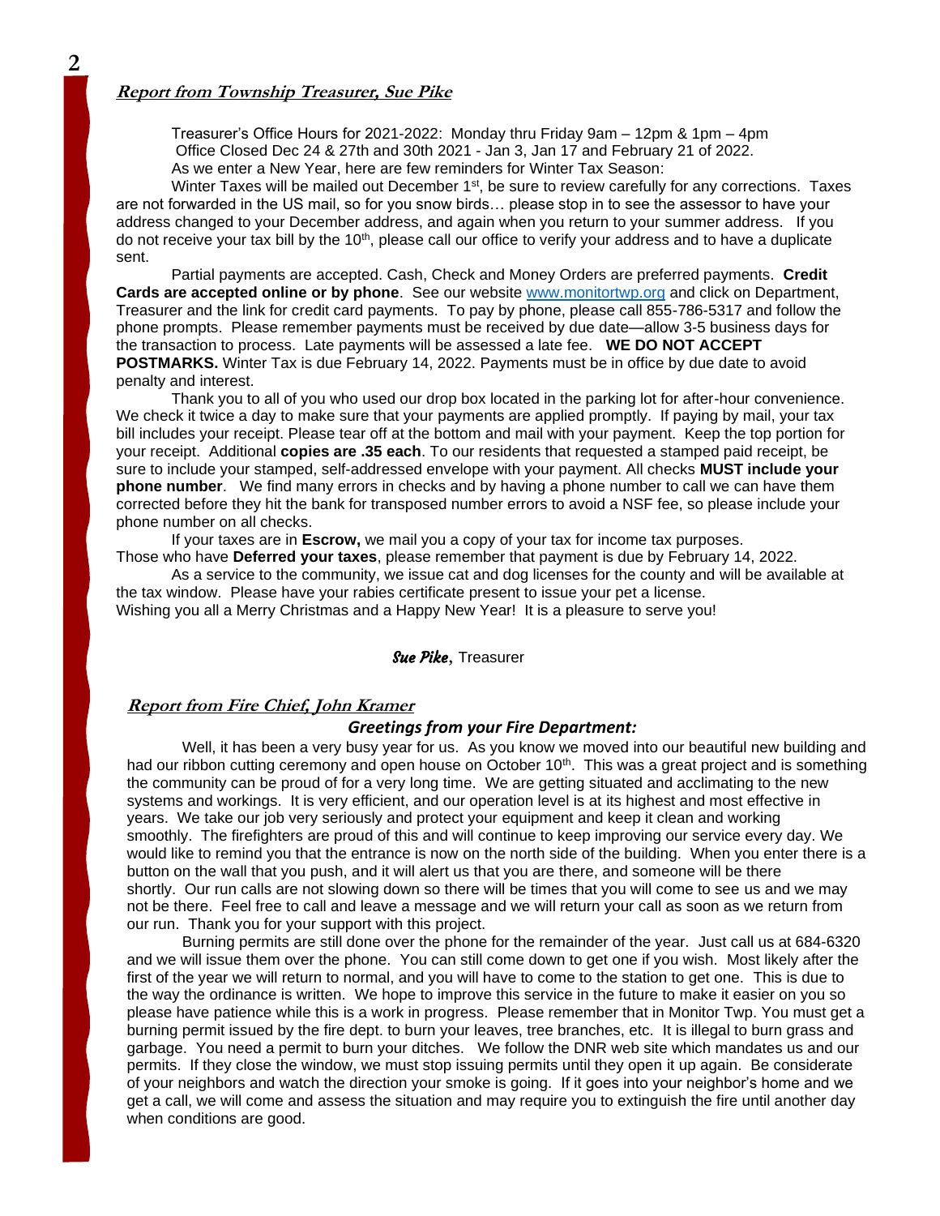## ***Report from Township Treasurer, Sue Pike***

Treasurer's Office Hours for 2021-2022: Monday thru Friday 9am – 12pm & 1pm – 4pm
Office Closed Dec 24 & 27th and 30th 2021 - Jan 3, Jan 17 and February 21 of 2022.
As we enter a New Year, here are few reminders for Winter Tax Season:

Winter Taxes will be mailed out December 1st, be sure to review carefully for any corrections. Taxes are not forwarded in the US mail, so for you snow birds… please stop in to see the assessor to have your address changed to your December address, and again when you return to your summer address. If you do not receive your tax bill by the 10th, please call our office to verify your address and to have a duplicate sent.

Partial payments are accepted. Cash, Check and Money Orders are preferred payments. **Credit Cards are accepted online or by phone**. See our website www.monitortwp.org and click on Department, Treasurer and the link for credit card payments. To pay by phone, please call 855-786-5317 and follow the phone prompts. Please remember payments must be received by due date—allow 3-5 business days for the transaction to process. Late payments will be assessed a late fee. **WE DO NOT ACCEPT POSTMARKS.** Winter Tax is due February 14, 2022. Payments must be in office by due date to avoid penalty and interest.

Thank you to all of you who used our drop box located in the parking lot for after-hour convenience. We check it twice a day to make sure that your payments are applied promptly. If paying by mail, your tax bill includes your receipt. Please tear off at the bottom and mail with your payment. Keep the top portion for your receipt. Additional **copies are .35 each**. To our residents that requested a stamped paid receipt, be sure to include your stamped, self-addressed envelope with your payment. All checks **MUST include your phone number**. We find many errors in checks and by having a phone number to call we can have them corrected before they hit the bank for transposed number errors to avoid a NSF fee, so please include your phone number on all checks.

If your taxes are in **Escrow,** we mail you a copy of your tax for income tax purposes.
Those who have **Deferred your taxes**, please remember that payment is due by February 14, 2022.

As a service to the community, we issue cat and dog licenses for the county and will be available at the tax window. Please have your rabies certificate present to issue your pet a license.
Wishing you all a Merry Christmas and a Happy New Year! It is a pleasure to serve you!

*Sue Pike*, Treasurer

## ***Report from Fire Chief, John Kramer***

### *Greetings from your Fire Department:*

Well, it has been a very busy year for us. As you know we moved into our beautiful new building and had our ribbon cutting ceremony and open house on October 10th. This was a great project and is something the community can be proud of for a very long time. We are getting situated and acclimating to the new systems and workings. It is very efficient, and our operation level is at its highest and most effective in years. We take our job very seriously and protect your equipment and keep it clean and working smoothly. The firefighters are proud of this and will continue to keep improving our service every day. We would like to remind you that the entrance is now on the north side of the building. When you enter there is a button on the wall that you push, and it will alert us that you are there, and someone will be there shortly. Our run calls are not slowing down so there will be times that you will come to see us and we may not be there. Feel free to call and leave a message and we will return your call as soon as we return from our run. Thank you for your support with this project.

Burning permits are still done over the phone for the remainder of the year. Just call us at 684-6320 and we will issue them over the phone. You can still come down to get one if you wish. Most likely after the first of the year we will return to normal, and you will have to come to the station to get one. This is due to the way the ordinance is written. We hope to improve this service in the future to make it easier on you so please have patience while this is a work in progress. Please remember that in Monitor Twp. You must get a burning permit issued by the fire dept. to burn your leaves, tree branches, etc. It is illegal to burn grass and garbage. You need a permit to burn your ditches. We follow the DNR web site which mandates us and our permits. If they close the window, we must stop issuing permits until they open it up again. Be considerate of your neighbors and watch the direction your smoke is going. If it goes into your neighbor's home and we get a call, we will come and assess the situation and may require you to extinguish the fire until another day when conditions are good.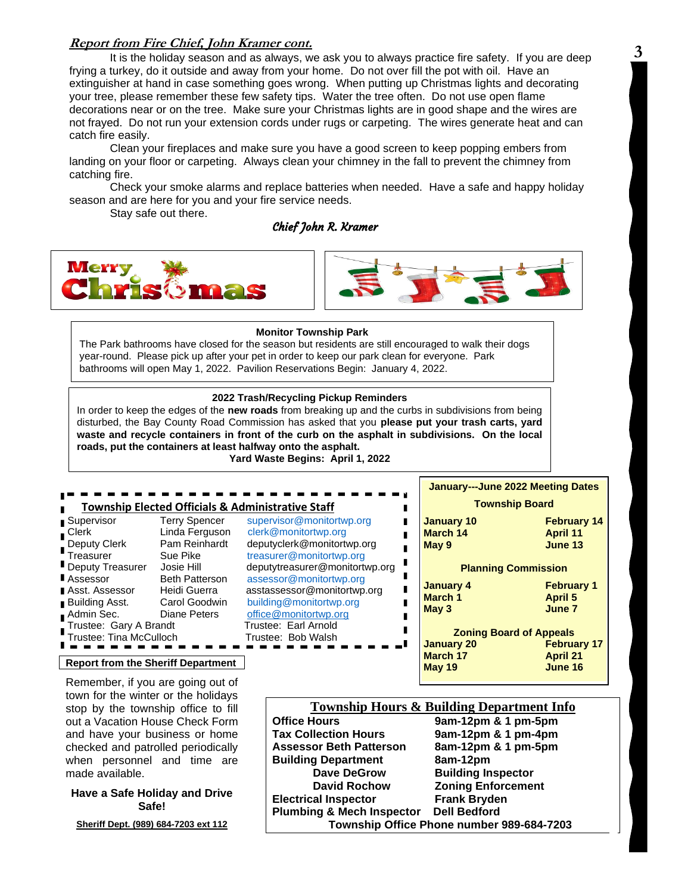***Report from Fire Chief, John Kramer cont.***

It is the holiday season and as always, we ask you to always practice fire safety. If you are deep frying a turkey, do it outside and away from your home. Do not over fill the pot with oil. Have an extinguisher at hand in case something goes wrong. When putting up Christmas lights and decorating your tree, please remember these few safety tips. Water the tree often. Do not use open flame decorations near or on the tree. Make sure your Christmas lights are in good shape and the wires are not frayed. Do not run your extension cords under rugs or carpeting. The wires generate heat and can catch fire easily.

Clean your fireplaces and make sure you have a good screen to keep popping embers from landing on your floor or carpeting. Always clean your chimney in the fall to prevent the chimney from catching fire.

Check your smoke alarms and replace batteries when needed. Have a safe and happy holiday season and are here for you and your fire service needs.

Stay safe out there.

*Chief John R. Kramer*

Merry Christmas

**Monitor Township Park**

The Park bathrooms have closed for the season but residents are still encouraged to walk their dogs year-round. Please pick up after your pet in order to keep our park clean for everyone. Park bathrooms will open May 1, 2022. Pavilion Reservations Begin: January 4, 2022.

**2022 Trash/Recycling Pickup Reminders**

In order to keep the edges of the **new roads** from breaking up and the curbs in subdivisions from being disturbed, the Bay County Road Commission has asked that you **please put your trash carts, yard waste and recycle containers in front of the curb on the asphalt in subdivisions. On the local roads, put the containers at least halfway onto the asphalt.**

**Yard Waste Begins: April 1, 2022**

## Township Elected Officials & Administrative Staff

| Position | Name | Email |
|---|---|---|
| Supervisor | Terry Spencer | supervisor@monitortwp.org |
| Clerk | Linda Ferguson | clerk@monitortwp.org |
| Deputy Clerk | Pam Reinhardt | deputyclerk@monitortwp.org |
| Treasurer | Sue Pike | treasurer@monitortwp.org |
| Deputy Treasurer | Josie Hill | deputytreasurer@monitortwp.org |
| Assessor | Beth Patterson | assessor@monitortwp.org |
| Asst. Assessor | Heidi Guerra | asstassessor@monitortwp.org |
| Building Asst. | Carol Goodwin | building@monitortwp.org |
| Admin Sec. | Diane Peters | office@monitortwp.org |

Trustee: Gary A Brandt — Trustee: Earl Arnold

Trustee: Tina McCulloch — Trustee: Bob Walsh

**January---June 2022 Meeting Dates**

**Township Board**

| | |
|---|---|
| **January 10** | **February 14** |
| **March 14** | **April 11** |
| **May 9** | **June 13** |

**Planning Commission**

| | |
|---|---|
| **January 4** | **February 1** |
| **March 1** | **April 5** |
| **May 3** | **June 7** |

**Zoning Board of Appeals**

| | |
|---|---|
| **January 20** | **February 17** |
| **March 17** | **April 21** |
| **May 19** | **June 16** |

**Report from the Sheriff Department**

Remember, if you are going out of town for the winter or the holidays stop by the township office to fill out a Vacation House Check Form and have your business or home checked and patrolled periodically when personnel and time are made available.

**Have a Safe Holiday and Drive Safe!**

**Sheriff Dept. (989) 684-7203 ext 112**

## Township Hours & Building Department Info

| | |
|---|---|
| **Office Hours** | **9am-12pm & 1 pm-5pm** |
| **Tax Collection Hours** | **9am-12pm & 1 pm-4pm** |
| **Assessor Beth Patterson** | **8am-12pm & 1 pm-5pm** |
| **Building Department** | **8am-12pm** |
| **Dave DeGrow** | **Building Inspector** |
| **David Rochow** | **Zoning Enforcement** |
| **Electrical Inspector** | **Frank Bryden** |
| **Plumbing & Mech Inspector** | **Dell Bedford** |

**Township Office Phone number 989-684-7203**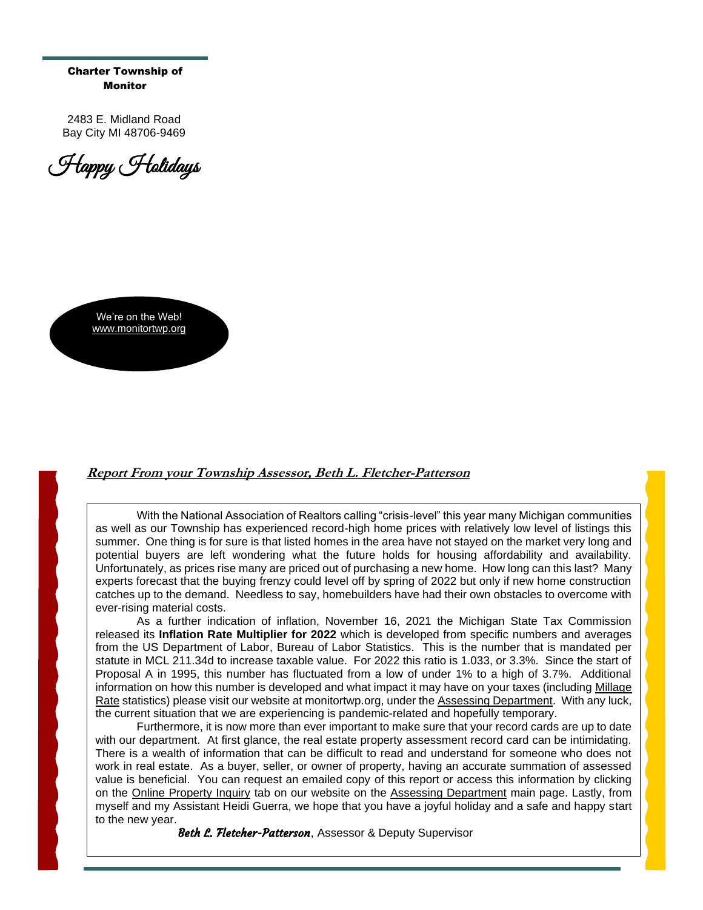**Charter Township of Monitor**

2483 E. Midland Road
Bay City MI 48706-9469

*Happy Holidays*

We're on the Web!
www.monitortwp.org

## ***Report From your Township Assessor, Beth L. Fletcher-Patterson***

With the National Association of Realtors calling "crisis-level" this year many Michigan communities as well as our Township has experienced record-high home prices with relatively low level of listings this summer. One thing is for sure is that listed homes in the area have not stayed on the market very long and potential buyers are left wondering what the future holds for housing affordability and availability. Unfortunately, as prices rise many are priced out of purchasing a new home. How long can this last? Many experts forecast that the buying frenzy could level off by spring of 2022 but only if new home construction catches up to the demand. Needless to say, homebuilders have had their own obstacles to overcome with ever-rising material costs.

As a further indication of inflation, November 16, 2021 the Michigan State Tax Commission released its **Inflation Rate Multiplier for 2022** which is developed from specific numbers and averages from the US Department of Labor, Bureau of Labor Statistics. This is the number that is mandated per statute in MCL 211.34d to increase taxable value. For 2022 this ratio is 1.033, or 3.3%. Since the start of Proposal A in 1995, this number has fluctuated from a low of under 1% to a high of 3.7%. Additional information on how this number is developed and what impact it may have on your taxes (including Millage Rate statistics) please visit our website at monitortwp.org, under the Assessing Department. With any luck, the current situation that we are experiencing is pandemic-related and hopefully temporary.

Furthermore, it is now more than ever important to make sure that your record cards are up to date with our department. At first glance, the real estate property assessment record card can be intimidating. There is a wealth of information that can be difficult to read and understand for someone who does not work in real estate. As a buyer, seller, or owner of property, having an accurate summation of assessed value is beneficial. You can request an emailed copy of this report or access this information by clicking on the Online Property Inquiry tab on our website on the Assessing Department main page. Lastly, from myself and my Assistant Heidi Guerra, we hope that you have a joyful holiday and a safe and happy start to the new year.

***Beth L. Fletcher-Patterson***, Assessor & Deputy Supervisor